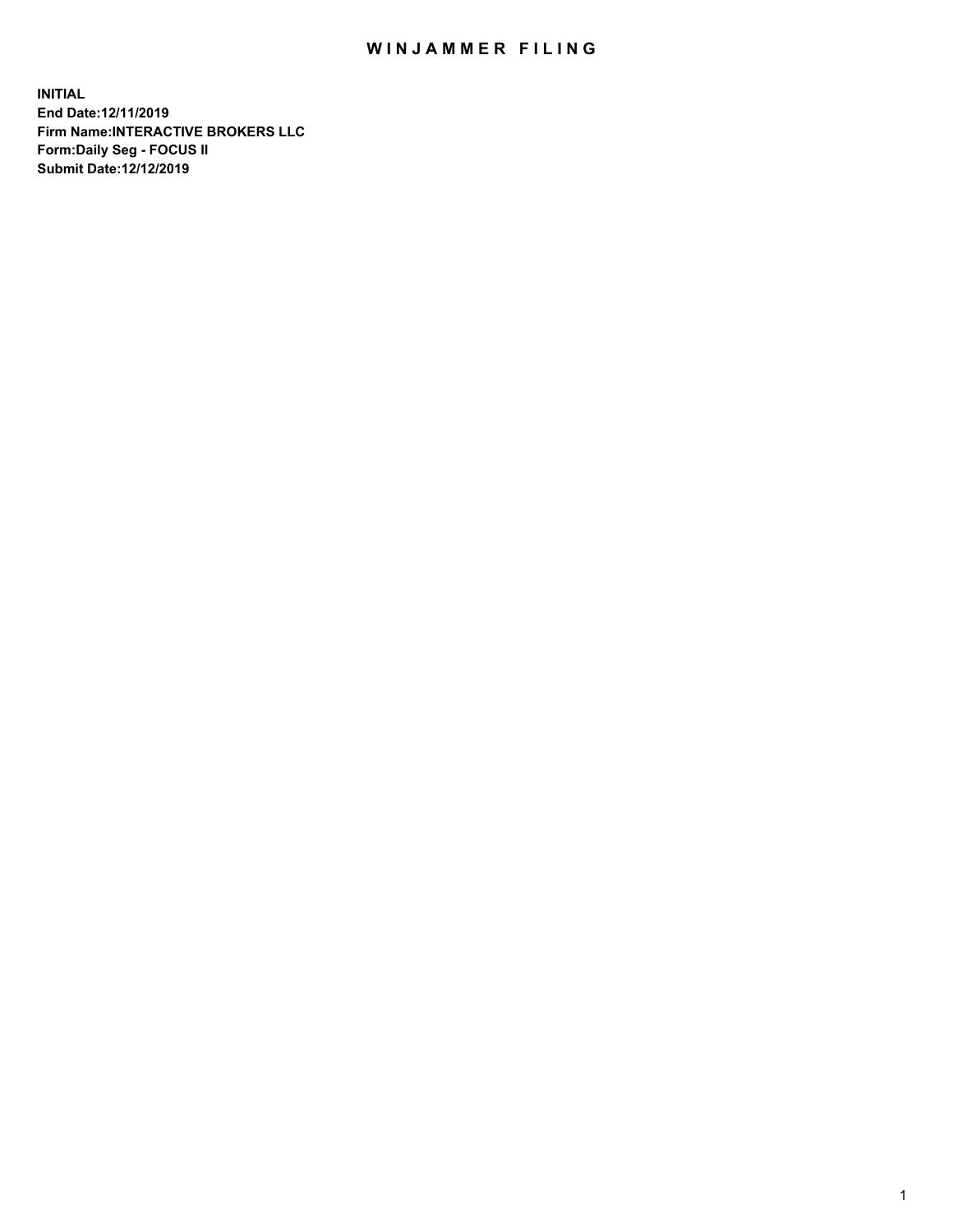# WINJAMMER FILING

**INITIAL**
**End Date:12/11/2019**
**Firm Name:INTERACTIVE BROKERS LLC**
**Form:Daily Seg - FOCUS II**
**Submit Date:12/12/2019**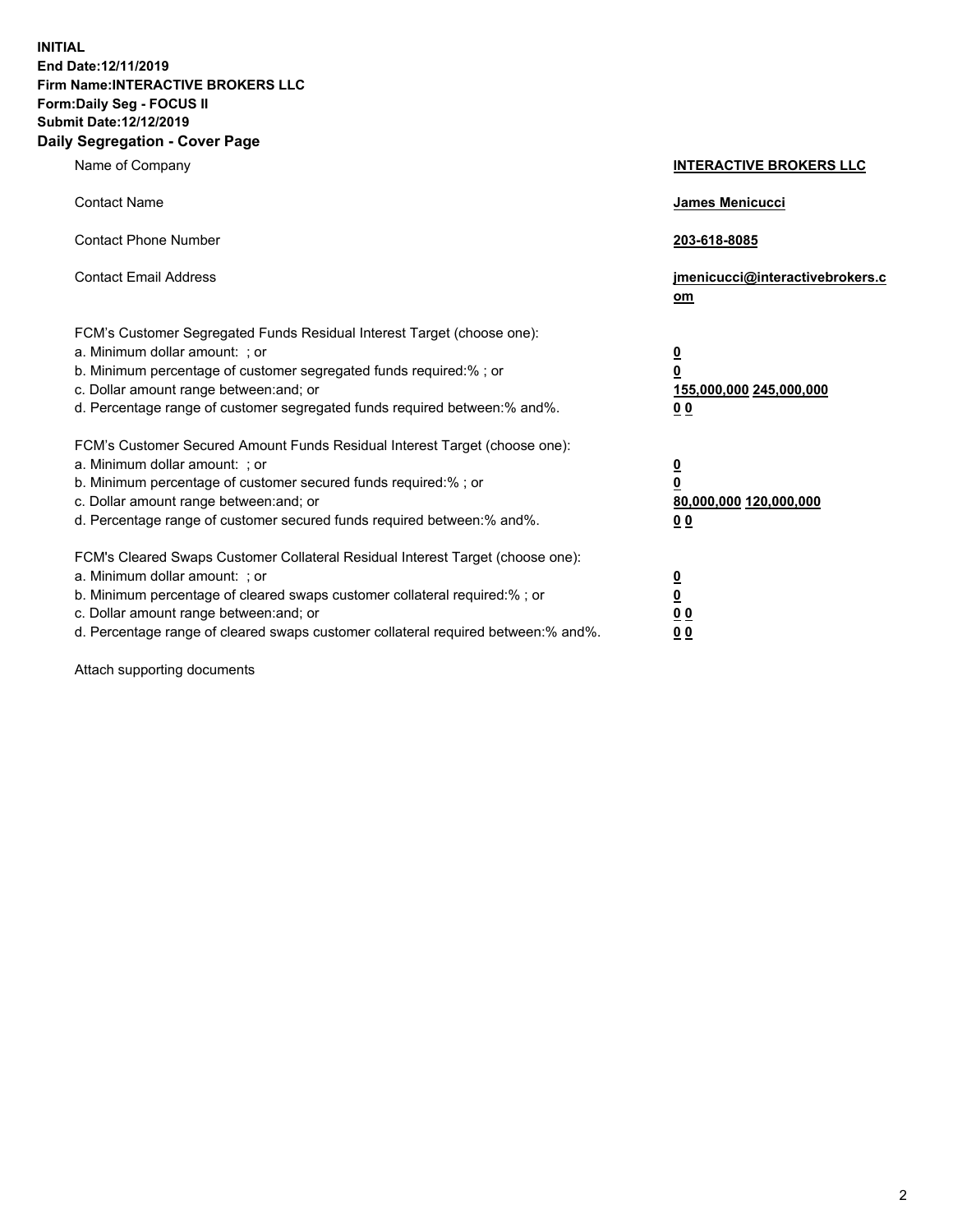**INITIAL**
**End Date:12/11/2019**
**Firm Name:INTERACTIVE BROKERS LLC**
**Form:Daily Seg - FOCUS II**
**Submit Date:12/12/2019**

## Daily Segregation - Cover Page

| | |
|---|---|
| Name of Company | **INTERACTIVE BROKERS LLC** |
| Contact Name | **James Menicucci** |
| Contact Phone Number | **203-618-8085** |
| Contact Email Address | **jmenicucci@interactivebrokers.com** |

FCM's Customer Segregated Funds Residual Interest Target (choose one):

| | |
|---|---|
| a. Minimum dollar amount: ; or | **0** |
| b. Minimum percentage of customer segregated funds required:% ; or | **0** |
| c. Dollar amount range between:and; or | **155,000,000 245,000,000** |
| d. Percentage range of customer segregated funds required between:% and%. | **0 0** |

FCM's Customer Secured Amount Funds Residual Interest Target (choose one):

| | |
|---|---|
| a. Minimum dollar amount: ; or | **0** |
| b. Minimum percentage of customer secured funds required:% ; or | **0** |
| c. Dollar amount range between:and; or | **80,000,000 120,000,000** |
| d. Percentage range of customer secured funds required between:% and%. | **0 0** |

FCM's Cleared Swaps Customer Collateral Residual Interest Target (choose one):

| | |
|---|---|
| a. Minimum dollar amount: ; or | **0** |
| b. Minimum percentage of cleared swaps customer collateral required:% ; or | **0** |
| c. Dollar amount range between:and; or | **0 0** |
| d. Percentage range of cleared swaps customer collateral required between:% and%. | **0 0** |

Attach supporting documents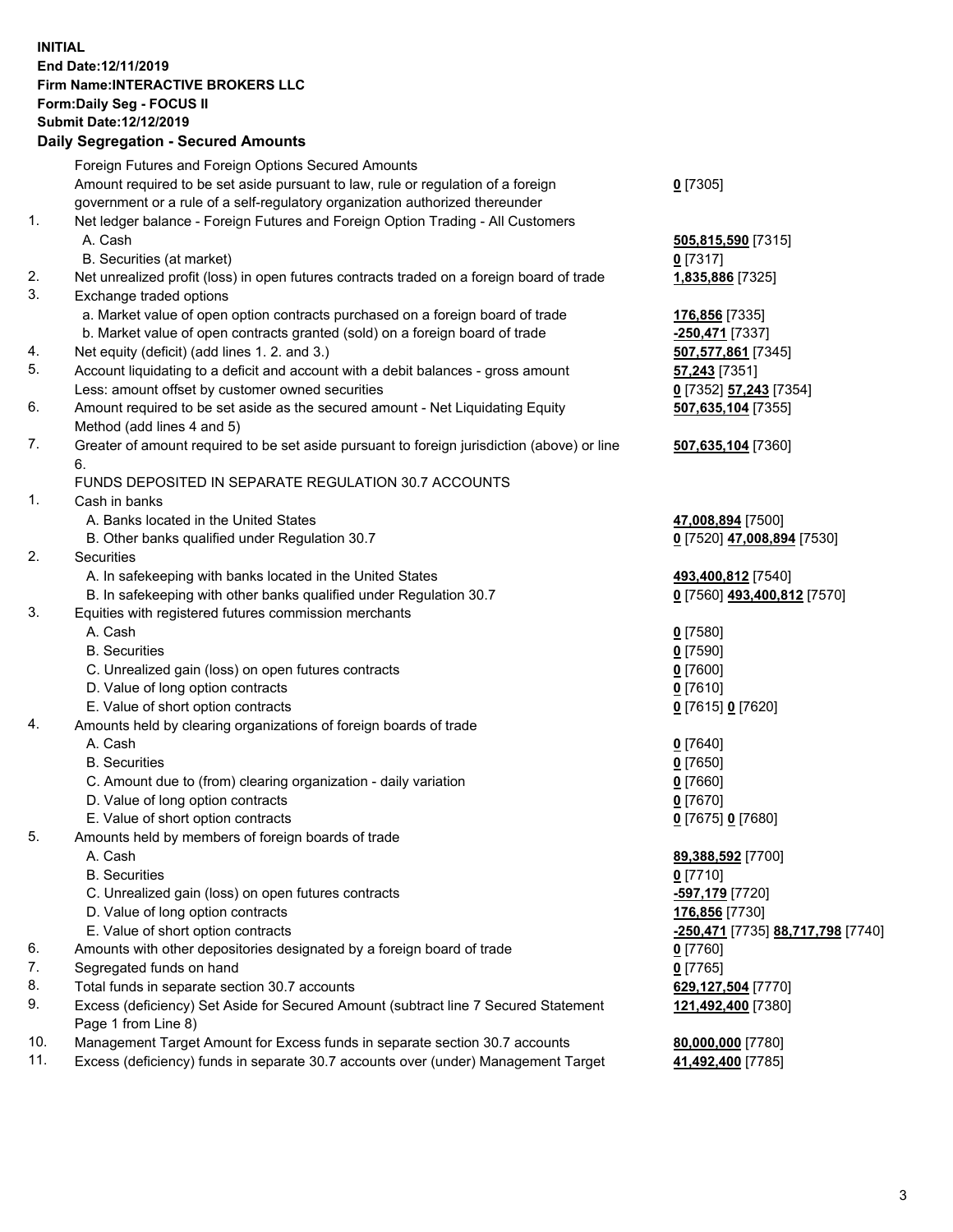**INITIAL**
**End Date:12/11/2019**
**Firm Name:INTERACTIVE BROKERS LLC**
**Form:Daily Seg - FOCUS II**
**Submit Date:12/12/2019**

## Daily Segregation - Secured Amounts

| | | |
|---|---|---|
| | Foreign Futures and Foreign Options Secured Amounts | |
| | Amount required to be set aside pursuant to law, rule or regulation of a foreign government or a rule of a self-regulatory organization authorized thereunder | **0** [7305] |
| 1. | Net ledger balance - Foreign Futures and Foreign Option Trading - All Customers | |
| | A. Cash | **505,815,590** [7315] |
| | B. Securities (at market) | **0** [7317] |
| 2. | Net unrealized profit (loss) in open futures contracts traded on a foreign board of trade | **1,835,886** [7325] |
| 3. | Exchange traded options | |
| | a. Market value of open option contracts purchased on a foreign board of trade | **176,856** [7335] |
| | b. Market value of open contracts granted (sold) on a foreign board of trade | **-250,471** [7337] |
| 4. | Net equity (deficit) (add lines 1. 2. and 3.) | **507,577,861** [7345] |
| 5. | Account liquidating to a deficit and account with a debit balances - gross amount | **57,243** [7351] |
| | Less: amount offset by customer owned securities | **0** [7352] **57,243** [7354] |
| 6. | Amount required to be set aside as the secured amount - Net Liquidating Equity Method (add lines 4 and 5) | **507,635,104** [7355] |
| 7. | Greater of amount required to be set aside pursuant to foreign jurisdiction (above) or line 6. | **507,635,104** [7360] |
| | FUNDS DEPOSITED IN SEPARATE REGULATION 30.7 ACCOUNTS | |
| 1. | Cash in banks | |
| | A. Banks located in the United States | **47,008,894** [7500] |
| | B. Other banks qualified under Regulation 30.7 | **0** [7520] **47,008,894** [7530] |
| 2. | Securities | |
| | A. In safekeeping with banks located in the United States | **493,400,812** [7540] |
| | B. In safekeeping with other banks qualified under Regulation 30.7 | **0** [7560] **493,400,812** [7570] |
| 3. | Equities with registered futures commission merchants | |
| | A. Cash | **0** [7580] |
| | B. Securities | **0** [7590] |
| | C. Unrealized gain (loss) on open futures contracts | **0** [7600] |
| | D. Value of long option contracts | **0** [7610] |
| | E. Value of short option contracts | **0** [7615] **0** [7620] |
| 4. | Amounts held by clearing organizations of foreign boards of trade | |
| | A. Cash | **0** [7640] |
| | B. Securities | **0** [7650] |
| | C. Amount due to (from) clearing organization - daily variation | **0** [7660] |
| | D. Value of long option contracts | **0** [7670] |
| | E. Value of short option contracts | **0** [7675] **0** [7680] |
| 5. | Amounts held by members of foreign boards of trade | |
| | A. Cash | **89,388,592** [7700] |
| | B. Securities | **0** [7710] |
| | C. Unrealized gain (loss) on open futures contracts | **-597,179** [7720] |
| | D. Value of long option contracts | **176,856** [7730] |
| | E. Value of short option contracts | **-250,471** [7735] **88,717,798** [7740] |
| 6. | Amounts with other depositories designated by a foreign board of trade | **0** [7760] |
| 7. | Segregated funds on hand | **0** [7765] |
| 8. | Total funds in separate section 30.7 accounts | **629,127,504** [7770] |
| 9. | Excess (deficiency) Set Aside for Secured Amount (subtract line 7 Secured Statement Page 1 from Line 8) | **121,492,400** [7380] |
| 10. | Management Target Amount for Excess funds in separate section 30.7 accounts | **80,000,000** [7780] |
| 11. | Excess (deficiency) funds in separate 30.7 accounts over (under) Management Target | **41,492,400** [7785] |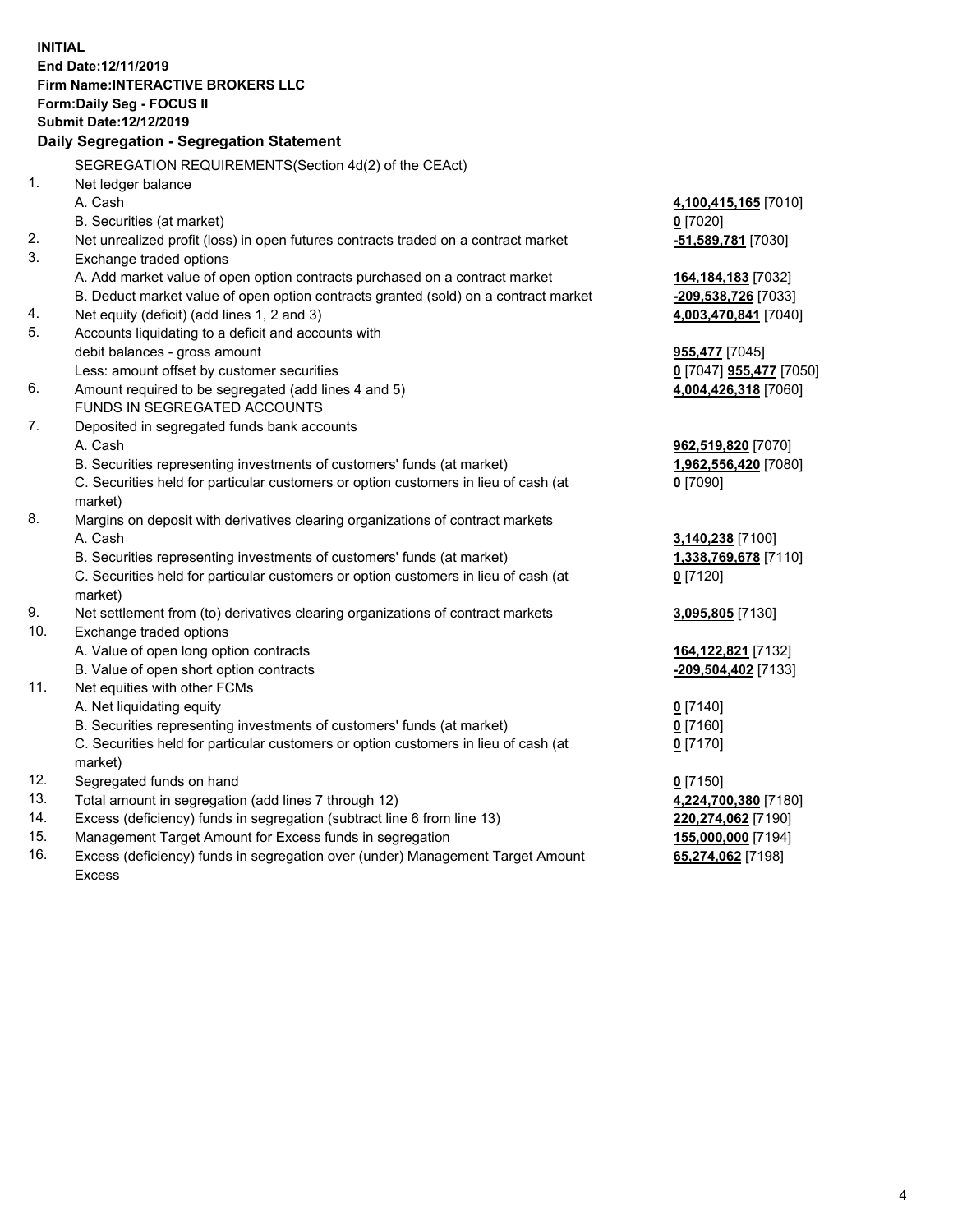**INITIAL**
**End Date:12/11/2019**
**Firm Name:INTERACTIVE BROKERS LLC**
**Form:Daily Seg - FOCUS II**
**Submit Date:12/12/2019**

### Daily Segregation - Segregation Statement

SEGREGATION REQUIREMENTS(Section 4d(2) of the CEAct)

| | | |
|---|---|---|
| 1. | Net ledger balance | |
| | A. Cash | **4,100,415,165** [7010] |
| | B. Securities (at market) | **0** [7020] |
| 2. | Net unrealized profit (loss) in open futures contracts traded on a contract market | **-51,589,781** [7030] |
| 3. | Exchange traded options | |
| | A. Add market value of open option contracts purchased on a contract market | **164,184,183** [7032] |
| | B. Deduct market value of open option contracts granted (sold) on a contract market | **-209,538,726** [7033] |
| 4. | Net equity (deficit) (add lines 1, 2 and 3) | **4,003,470,841** [7040] |
| 5. | Accounts liquidating to a deficit and accounts with debit balances - gross amount | **955,477** [7045] |
| | Less: amount offset by customer securities | **0** [7047] **955,477** [7050] |
| 6. | Amount required to be segregated (add lines 4 and 5) | **4,004,426,318** [7060] |
| | FUNDS IN SEGREGATED ACCOUNTS | |
| 7. | Deposited in segregated funds bank accounts | |
| | A. Cash | **962,519,820** [7070] |
| | B. Securities representing investments of customers' funds (at market) | **1,962,556,420** [7080] |
| | C. Securities held for particular customers or option customers in lieu of cash (at market) | **0** [7090] |
| 8. | Margins on deposit with derivatives clearing organizations of contract markets | |
| | A. Cash | **3,140,238** [7100] |
| | B. Securities representing investments of customers' funds (at market) | **1,338,769,678** [7110] |
| | C. Securities held for particular customers or option customers in lieu of cash (at market) | **0** [7120] |
| 9. | Net settlement from (to) derivatives clearing organizations of contract markets | **3,095,805** [7130] |
| 10. | Exchange traded options | |
| | A. Value of open long option contracts | **164,122,821** [7132] |
| | B. Value of open short option contracts | **-209,504,402** [7133] |
| 11. | Net equities with other FCMs | |
| | A. Net liquidating equity | **0** [7140] |
| | B. Securities representing investments of customers' funds (at market) | **0** [7160] |
| | C. Securities held for particular customers or option customers in lieu of cash (at market) | **0** [7170] |
| 12. | Segregated funds on hand | **0** [7150] |
| 13. | Total amount in segregation (add lines 7 through 12) | **4,224,700,380** [7180] |
| 14. | Excess (deficiency) funds in segregation (subtract line 6 from line 13) | **220,274,062** [7190] |
| 15. | Management Target Amount for Excess funds in segregation | **155,000,000** [7194] |
| 16. | Excess (deficiency) funds in segregation over (under) Management Target Amount Excess | **65,274,062** [7198] |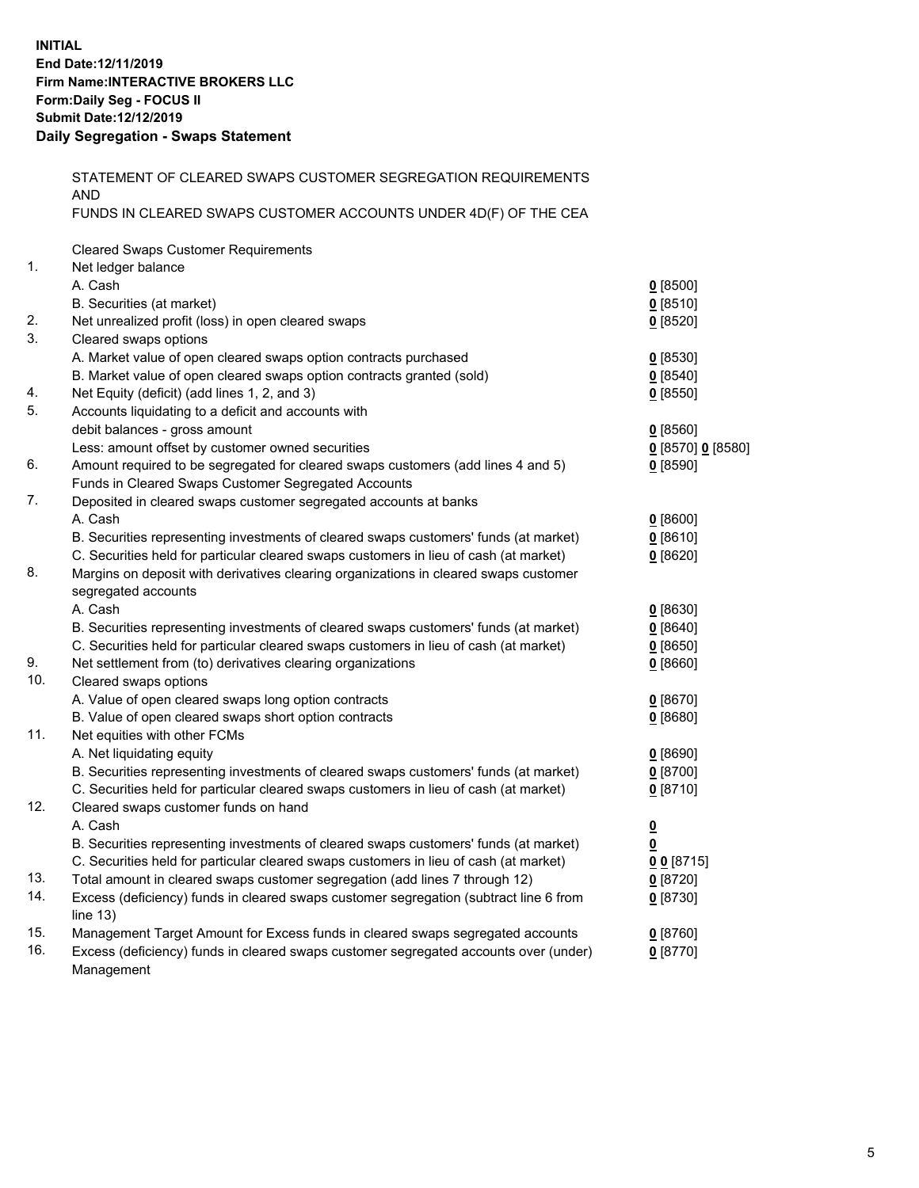**INITIAL**
**End Date:12/11/2019**
**Firm Name:INTERACTIVE BROKERS LLC**
**Form:Daily Seg - FOCUS II**
**Submit Date:12/12/2019**
**Daily Segregation - Swaps Statement**

STATEMENT OF CLEARED SWAPS CUSTOMER SEGREGATION REQUIREMENTS AND FUNDS IN CLEARED SWAPS CUSTOMER ACCOUNTS UNDER 4D(F) OF THE CEA

| | | |
|---|---|---|
| | Cleared Swaps Customer Requirements | |
| 1. | Net ledger balance | |
| | A. Cash | 0 [8500] |
| | B. Securities (at market) | 0 [8510] |
| 2. | Net unrealized profit (loss) in open cleared swaps | 0 [8520] |
| 3. | Cleared swaps options | |
| | A. Market value of open cleared swaps option contracts purchased | 0 [8530] |
| | B. Market value of open cleared swaps option contracts granted (sold) | 0 [8540] |
| 4. | Net Equity (deficit) (add lines 1, 2, and 3) | 0 [8550] |
| 5. | Accounts liquidating to a deficit and accounts with debit balances - gross amount | 0 [8560] |
| | Less: amount offset by customer owned securities | 0 [8570] 0 [8580] |
| 6. | Amount required to be segregated for cleared swaps customers (add lines 4 and 5) | 0 [8590] |
| | Funds in Cleared Swaps Customer Segregated Accounts | |
| 7. | Deposited in cleared swaps customer segregated accounts at banks | |
| | A. Cash | 0 [8600] |
| | B. Securities representing investments of cleared swaps customers' funds (at market) | 0 [8610] |
| | C. Securities held for particular cleared swaps customers in lieu of cash (at market) | 0 [8620] |
| 8. | Margins on deposit with derivatives clearing organizations in cleared swaps customer segregated accounts | |
| | A. Cash | 0 [8630] |
| | B. Securities representing investments of cleared swaps customers' funds (at market) | 0 [8640] |
| | C. Securities held for particular cleared swaps customers in lieu of cash (at market) | 0 [8650] |
| 9. | Net settlement from (to) derivatives clearing organizations | 0 [8660] |
| 10. | Cleared swaps options | |
| | A. Value of open cleared swaps long option contracts | 0 [8670] |
| | B. Value of open cleared swaps short option contracts | 0 [8680] |
| 11. | Net equities with other FCMs | |
| | A. Net liquidating equity | 0 [8690] |
| | B. Securities representing investments of cleared swaps customers' funds (at market) | 0 [8700] |
| | C. Securities held for particular cleared swaps customers in lieu of cash (at market) | 0 [8710] |
| 12. | Cleared swaps customer funds on hand | |
| | A. Cash | 0 |
| | B. Securities representing investments of cleared swaps customers' funds (at market) | 0 |
| | C. Securities held for particular cleared swaps customers in lieu of cash (at market) | 0 0 [8715] |
| 13. | Total amount in cleared swaps customer segregation (add lines 7 through 12) | 0 [8720] |
| 14. | Excess (deficiency) funds in cleared swaps customer segregation (subtract line 6 from line 13) | 0 [8730] |
| 15. | Management Target Amount for Excess funds in cleared swaps segregated accounts | 0 [8760] |
| 16. | Excess (deficiency) funds in cleared swaps customer segregated accounts over (under) Management | 0 [8770] |